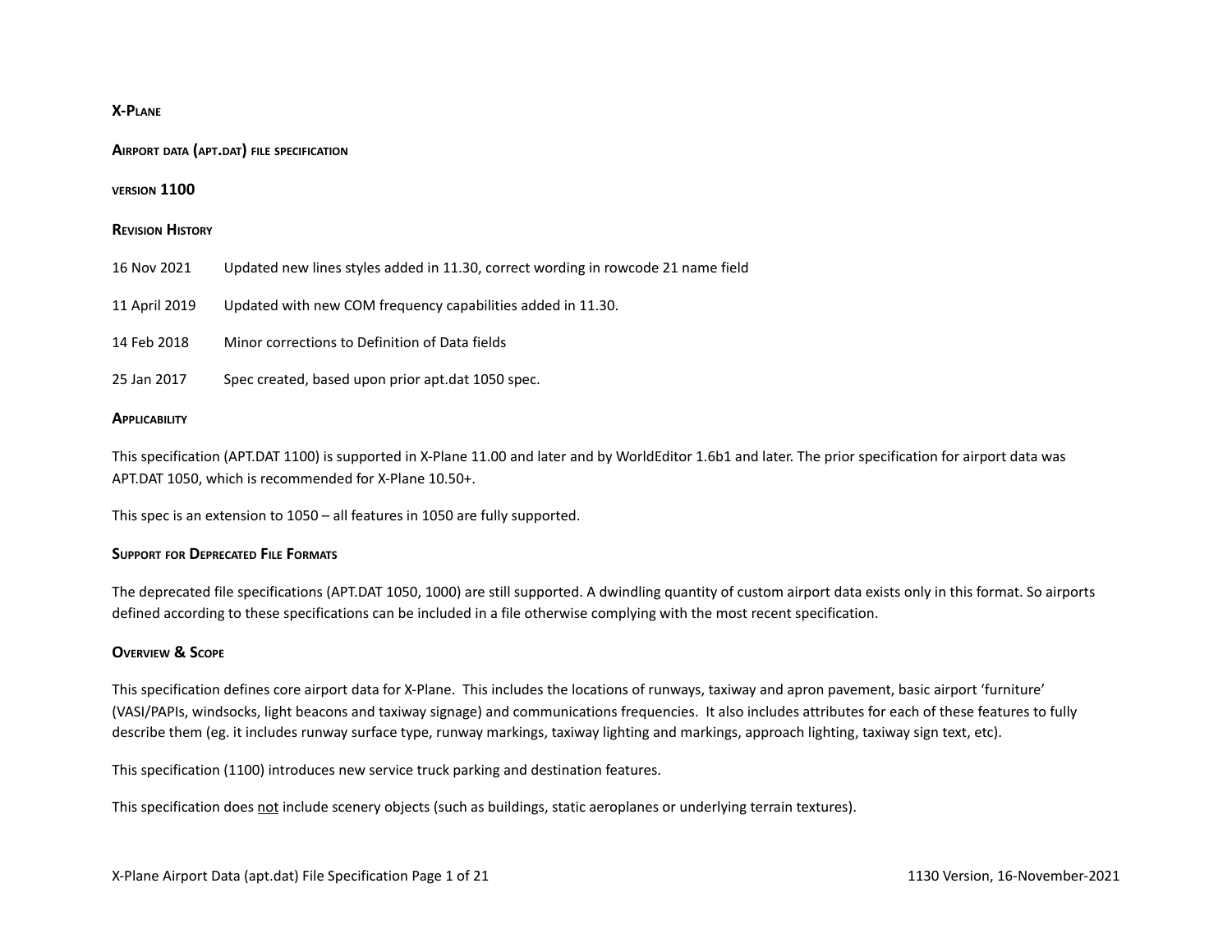# X-Plane

## Airport data (apt.dat) file specification

### version 1100

### Revision History

| | |
|---|---|
| 16 Nov 2021 | Updated new lines styles added in 11.30, correct wording in rowcode 21 name field |
| 11 April 2019 | Updated with new COM frequency capabilities added in 11.30. |
| 14 Feb 2018 | Minor corrections to Definition of Data fields |
| 25 Jan 2017 | Spec created, based upon prior apt.dat 1050 spec. |

### Applicability

This specification (APT.DAT 1100) is supported in X-Plane 11.00 and later and by WorldEditor 1.6b1 and later. The prior specification for airport data was APT.DAT 1050, which is recommended for X-Plane 10.50+.

This spec is an extension to 1050 – all features in 1050 are fully supported.

### Support for Deprecated File Formats

The deprecated file specifications (APT.DAT 1050, 1000) are still supported. A dwindling quantity of custom airport data exists only in this format. So airports defined according to these specifications can be included in a file otherwise complying with the most recent specification.

### Overview & Scope

This specification defines core airport data for X-Plane. This includes the locations of runways, taxiway and apron pavement, basic airport 'furniture' (VASI/PAPIs, windsocks, light beacons and taxiway signage) and communications frequencies. It also includes attributes for each of these features to fully describe them (eg. it includes runway surface type, runway markings, taxiway lighting and markings, approach lighting, taxiway sign text, etc).

This specification (1100) introduces new service truck parking and destination features.

This specification does not include scenery objects (such as buildings, static aeroplanes or underlying terrain textures).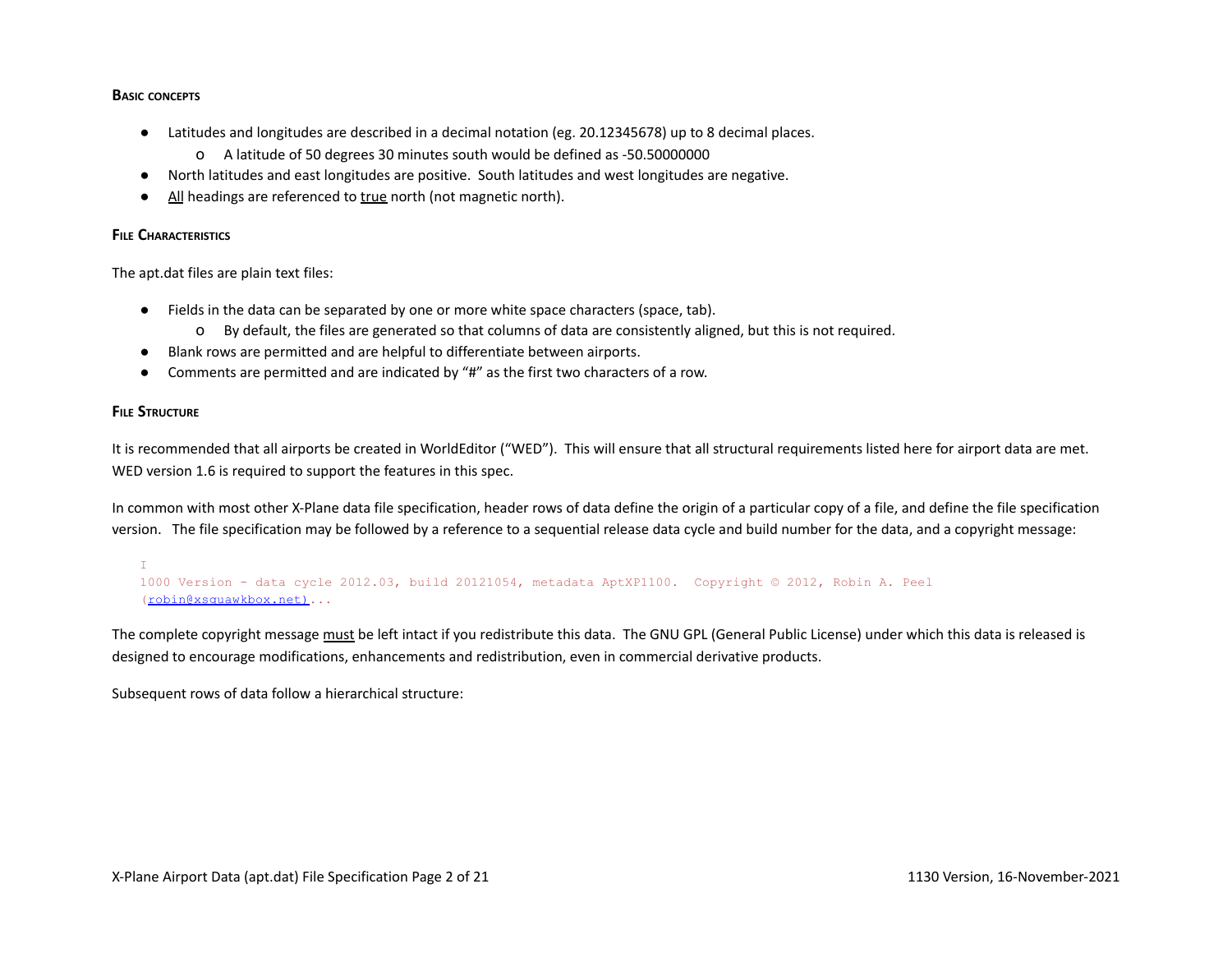### Basic concepts

- Latitudes and longitudes are described in a decimal notation (eg. 20.12345678) up to 8 decimal places.
  - A latitude of 50 degrees 30 minutes south would be defined as -50.50000000
- North latitudes and east longitudes are positive. South latitudes and west longitudes are negative.
- All headings are referenced to true north (not magnetic north).

### File Characteristics

The apt.dat files are plain text files:

- Fields in the data can be separated by one or more white space characters (space, tab).
  - By default, the files are generated so that columns of data are consistently aligned, but this is not required.
- Blank rows are permitted and are helpful to differentiate between airports.
- Comments are permitted and are indicated by "#" as the first two characters of a row.

### File Structure

It is recommended that all airports be created in WorldEditor ("WED"). This will ensure that all structural requirements listed here for airport data are met. WED version 1.6 is required to support the features in this spec.

In common with most other X-Plane data file specification, header rows of data define the origin of a particular copy of a file, and define the file specification version. The file specification may be followed by a reference to a sequential release data cycle and build number for the data, and a copyright message:

```
I
1000 Version - data cycle 2012.03, build 20121054, metadata AptXP1100.  Copyright © 2012, Robin A. Peel
(robin@xsquawkbox.net)...
```

The complete copyright message must be left intact if you redistribute this data. The GNU GPL (General Public License) under which this data is released is designed to encourage modifications, enhancements and redistribution, even in commercial derivative products.

Subsequent rows of data follow a hierarchical structure: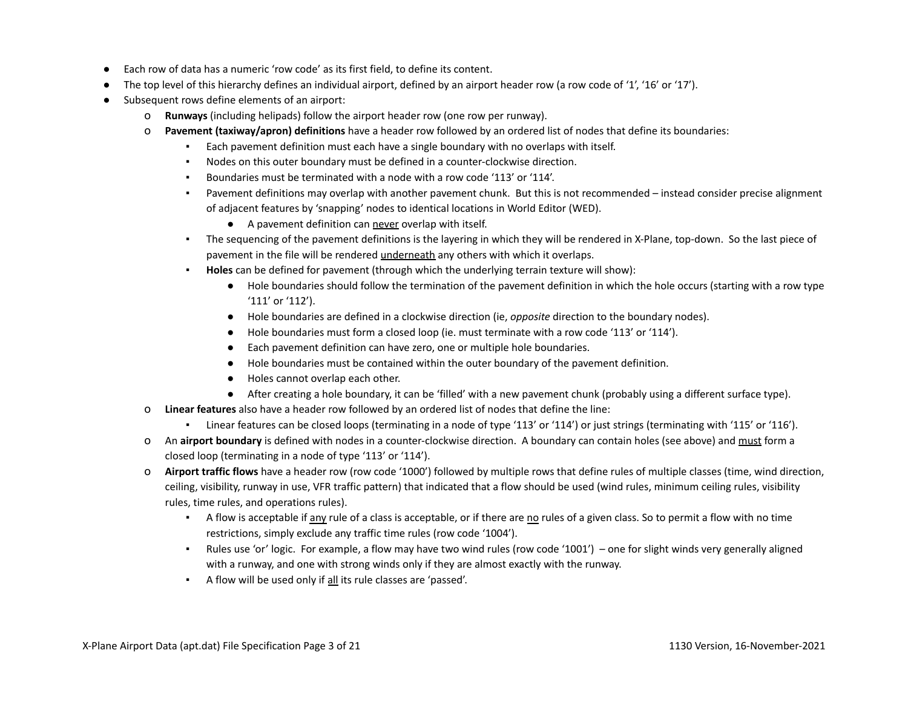- Each row of data has a numeric 'row code' as its first field, to define its content.
- The top level of this hierarchy defines an individual airport, defined by an airport header row (a row code of '1', '16' or '17').
- Subsequent rows define elements of an airport:
  - **Runways** (including helipads) follow the airport header row (one row per runway).
  - **Pavement (taxiway/apron) definitions** have a header row followed by an ordered list of nodes that define its boundaries:
    - Each pavement definition must each have a single boundary with no overlaps with itself.
    - Nodes on this outer boundary must be defined in a counter-clockwise direction.
    - Boundaries must be terminated with a node with a row code '113' or '114'.
    - Pavement definitions may overlap with another pavement chunk. But this is not recommended – instead consider precise alignment of adjacent features by 'snapping' nodes to identical locations in World Editor (WED).
      - A pavement definition can never overlap with itself.
    - The sequencing of the pavement definitions is the layering in which they will be rendered in X-Plane, top-down. So the last piece of pavement in the file will be rendered underneath any others with which it overlaps.
    - **Holes** can be defined for pavement (through which the underlying terrain texture will show):
      - Hole boundaries should follow the termination of the pavement definition in which the hole occurs (starting with a row type '111' or '112').
      - Hole boundaries are defined in a clockwise direction (ie, *opposite* direction to the boundary nodes).
      - Hole boundaries must form a closed loop (ie. must terminate with a row code '113' or '114').
      - Each pavement definition can have zero, one or multiple hole boundaries.
      - Hole boundaries must be contained within the outer boundary of the pavement definition.
      - Holes cannot overlap each other.
      - After creating a hole boundary, it can be 'filled' with a new pavement chunk (probably using a different surface type).
  - **Linear features** also have a header row followed by an ordered list of nodes that define the line:
    - Linear features can be closed loops (terminating in a node of type '113' or '114') or just strings (terminating with '115' or '116').
  - An **airport boundary** is defined with nodes in a counter-clockwise direction. A boundary can contain holes (see above) and must form a closed loop (terminating in a node of type '113' or '114').
  - **Airport traffic flows** have a header row (row code '1000') followed by multiple rows that define rules of multiple classes (time, wind direction, ceiling, visibility, runway in use, VFR traffic pattern) that indicated that a flow should be used (wind rules, minimum ceiling rules, visibility rules, time rules, and operations rules).
    - A flow is acceptable if any rule of a class is acceptable, or if there are no rules of a given class. So to permit a flow with no time restrictions, simply exclude any traffic time rules (row code '1004').
    - Rules use 'or' logic. For example, a flow may have two wind rules (row code '1001') – one for slight winds very generally aligned with a runway, and one with strong winds only if they are almost exactly with the runway.
    - A flow will be used only if all its rule classes are 'passed'.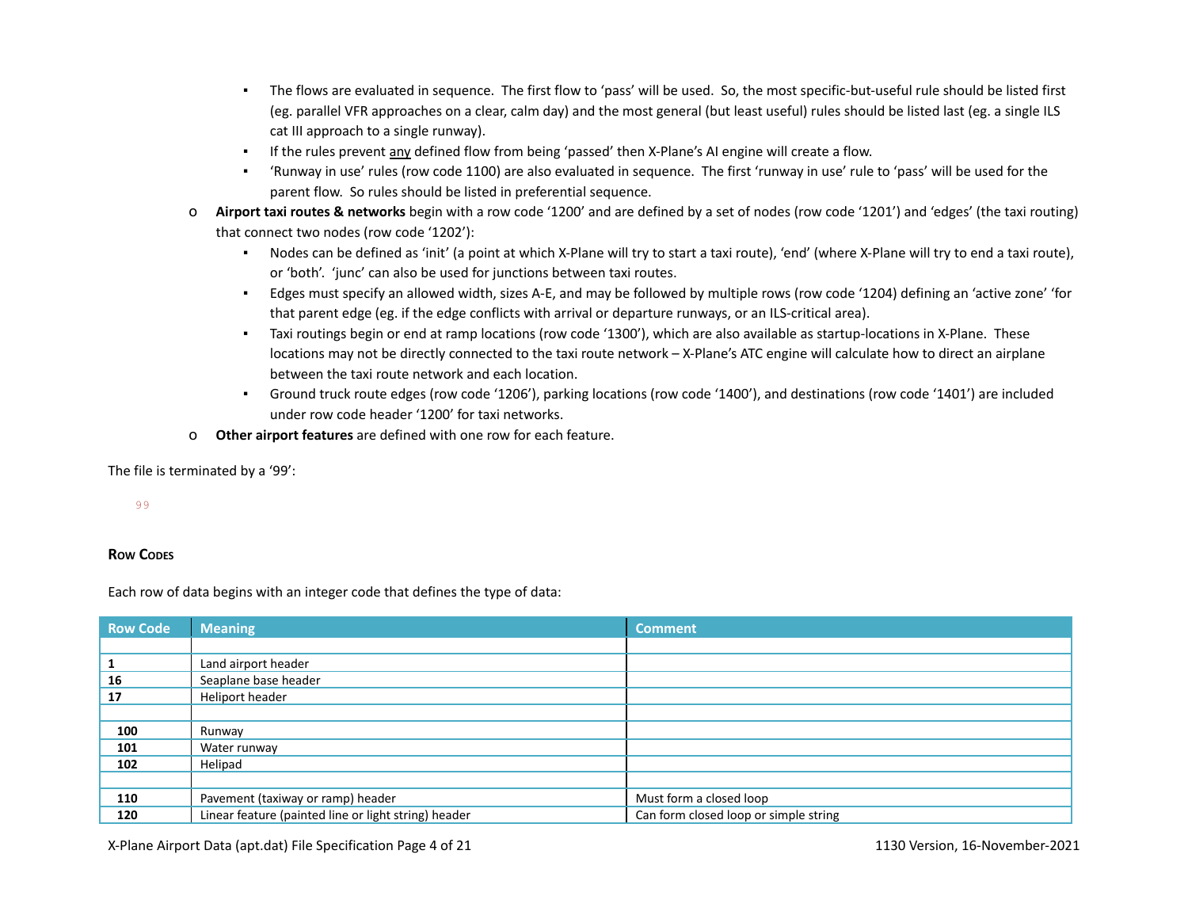- The flows are evaluated in sequence. The first flow to 'pass' will be used. So, the most specific-but-useful rule should be listed first (eg. parallel VFR approaches on a clear, calm day) and the most general (but least useful) rules should be listed last (eg. a single ILS cat III approach to a single runway).
   - If the rules prevent any defined flow from being 'passed' then X-Plane's AI engine will create a flow.
   - 'Runway in use' rules (row code 1100) are also evaluated in sequence. The first 'runway in use' rule to 'pass' will be used for the parent flow. So rules should be listed in preferential sequence.
- **Airport taxi routes & networks** begin with a row code '1200' and are defined by a set of nodes (row code '1201') and 'edges' (the taxi routing) that connect two nodes (row code '1202'):
   - Nodes can be defined as 'init' (a point at which X-Plane will try to start a taxi route), 'end' (where X-Plane will try to end a taxi route), or 'both'. 'junc' can also be used for junctions between taxi routes.
   - Edges must specify an allowed width, sizes A-E, and may be followed by multiple rows (row code '1204) defining an 'active zone' 'for that parent edge (eg. if the edge conflicts with arrival or departure runways, or an ILS-critical area).
   - Taxi routings begin or end at ramp locations (row code '1300'), which are also available as startup-locations in X-Plane. These locations may not be directly connected to the taxi route network – X-Plane's ATC engine will calculate how to direct an airplane between the taxi route network and each location.
   - Ground truck route edges (row code '1206'), parking locations (row code '1400'), and destinations (row code '1401') are included under row code header '1200' for taxi networks.
- **Other airport features** are defined with one row for each feature.

The file is terminated by a '99':

```
99
```

### Row Codes

Each row of data begins with an integer code that defines the type of data:

| Row Code | Meaning | Comment |
|---|---|---|
| | | |
| **1** | Land airport header | |
| **16** | Seaplane base header | |
| **17** | Heliport header | |
| | | |
| **100** | Runway | |
| **101** | Water runway | |
| **102** | Helipad | |
| | | |
| **110** | Pavement (taxiway or ramp) header | Must form a closed loop |
| **120** | Linear feature (painted line or light string) header | Can form closed loop or simple string |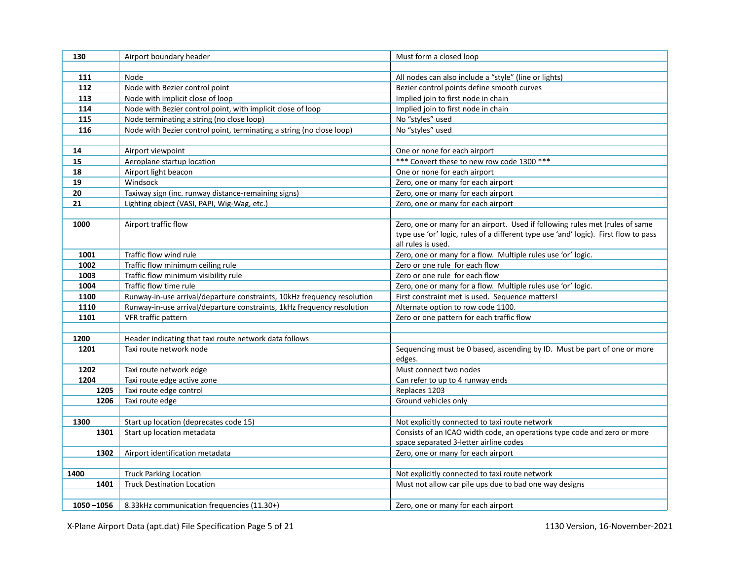| | | |
|---|---|---|
| **130** | Airport boundary header | Must form a closed loop |
| | | |
| **111** | Node | All nodes can also include a “style” (line or lights) |
| **112** | Node with Bezier control point | Bezier control points define smooth curves |
| **113** | Node with implicit close of loop | Implied join to first node in chain |
| **114** | Node with Bezier control point, with implicit close of loop | Implied join to first node in chain |
| **115** | Node terminating a string (no close loop) | No “styles” used |
| **116** | Node with Bezier control point, terminating a string (no close loop) | No “styles” used |
| | | |
| **14** | Airport viewpoint | One or none for each airport |
| **15** | Aeroplane startup location | *** Convert these to new row code 1300 *** |
| **18** | Airport light beacon | One or none for each airport |
| **19** | Windsock | Zero, one or many for each airport |
| **20** | Taxiway sign (inc. runway distance-remaining signs) | Zero, one or many for each airport |
| **21** | Lighting object (VASI, PAPI, Wig-Wag, etc.) | Zero, one or many for each airport |
| | | |
| **1000** | Airport traffic flow | Zero, one or many for an airport. Used if following rules met (rules of same type use ‘or’ logic, rules of a different type use ‘and’ logic). First flow to pass all rules is used. |
| **1001** | Traffic flow wind rule | Zero, one or many for a flow. Multiple rules use ‘or’ logic. |
| **1002** | Traffic flow minimum ceiling rule | Zero or one rule for each flow |
| **1003** | Traffic flow minimum visibility rule | Zero or one rule for each flow |
| **1004** | Traffic flow time rule | Zero, one or many for a flow. Multiple rules use ‘or’ logic. |
| **1100** | Runway-in-use arrival/departure constraints, 10kHz frequency resolution | First constraint met is used. Sequence matters! |
| **1110** | Runway-in-use arrival/departure constraints, 1kHz frequency resolution | Alternate option to row code 1100. |
| **1101** | VFR traffic pattern | Zero or one pattern for each traffic flow |
| | | |
| **1200** | Header indicating that taxi route network data follows | |
| **1201** | Taxi route network node | Sequencing must be 0 based, ascending by ID. Must be part of one or more edges. |
| **1202** | Taxi route network edge | Must connect two nodes |
| **1204** | Taxi route edge active zone | Can refer to up to 4 runway ends |
| **1205** | Taxi route edge control | Replaces 1203 |
| **1206** | Taxi route edge | Ground vehicles only |
| | | |
| **1300** | Start up location (deprecates code 15) | Not explicitly connected to taxi route network |
| **1301** | Start up location metadata | Consists of an ICAO width code, an operations type code and zero or more space separated 3-letter airline codes |
| **1302** | Airport identification metadata | Zero, one or many for each airport |
| | | |
| **1400** | Truck Parking Location | Not explicitly connected to taxi route network |
| **1401** | Truck Destination Location | Must not allow car pile ups due to bad one way designs |
| | | |
| **1050 –1056** | 8.33kHz communication frequencies (11.30+) | Zero, one or many for each airport |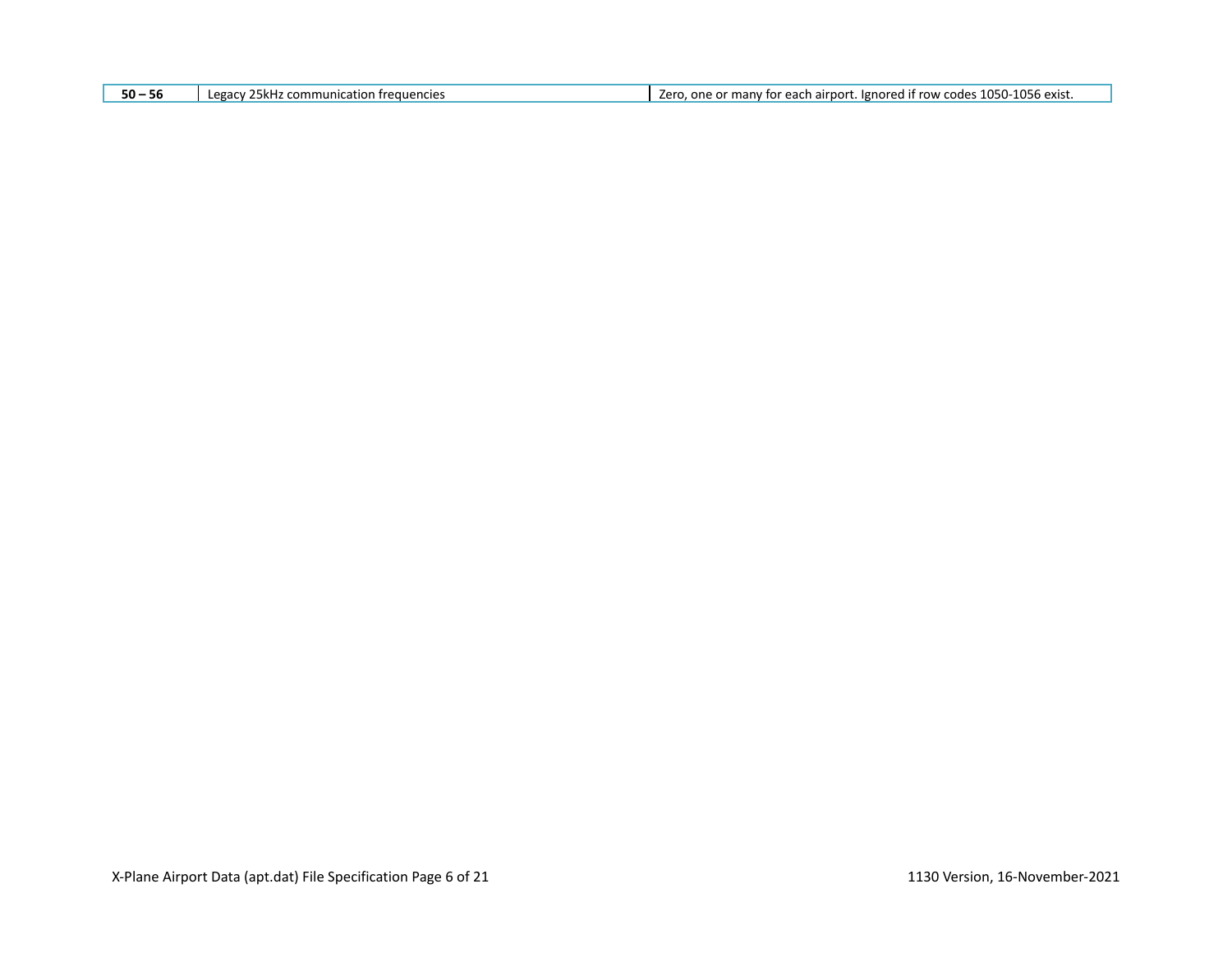| | | |
|---|---|---|
| **50 – 56** | Legacy 25kHz communication frequencies | Zero, one or many for each airport. Ignored if row codes 1050-1056 exist. |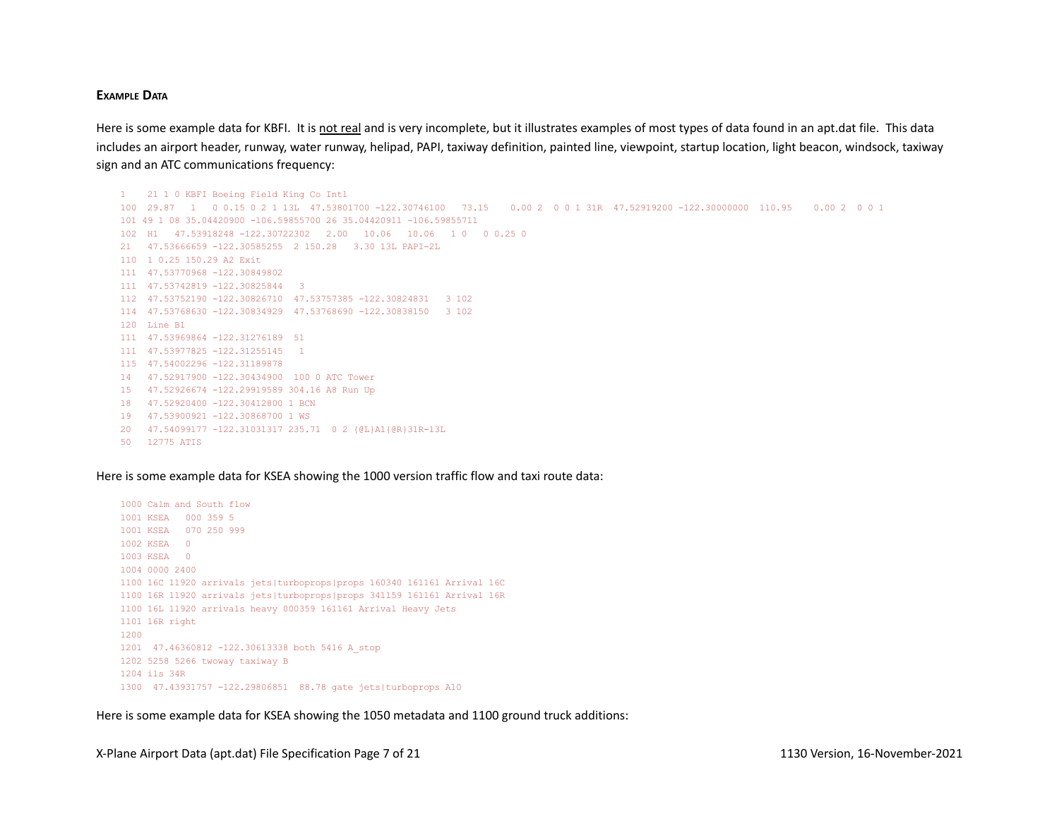### Example Data

Here is some example data for KBFI. It is not real and is very incomplete, but it illustrates examples of most types of data found in an apt.dat file. This data includes an airport header, runway, water runway, helipad, PAPI, taxiway definition, painted line, viewpoint, startup location, light beacon, windsock, taxiway sign and an ATC communications frequency:

```
1    21 1 0 KBFI Boeing Field King Co Intl
100  29.87   1   0 0.15 0 2 1 13L  47.53801700 -122.30746100   73.15    0.00 2  0 0 1 31R  47.52919200 -122.30000000  110.95    0.00 2  0 0 1
101 49 1 08 35.04420900 -106.59855700 26 35.04420911 -106.59855711
102  H1   47.53918248 -122.30722302   2.00   10.06   10.06   1 0   0 0.25 0
21   47.53666659 -122.30585255  2 150.28   3.30 13L PAPI-2L
110  1 0.25 150.29 A2 Exit
111  47.53770968 -122.30849802
111  47.53742819 -122.30825844   3
112  47.53752190 -122.30826710  47.53757385 -122.30824831   3 102
114  47.53768630 -122.30834929  47.53768690 -122.30838150   3 102
120  Line B1
111  47.53969864 -122.31276189  51
111  47.53977825 -122.31255145   1
115  47.54002296 -122.31189878
14   47.52917900 -122.30434900  100 0 ATC Tower
15   47.52926674 -122.29919589 304.16 A8 Run Up
18   47.52920400 -122.30412800 1 BCN
19   47.53900921 -122.30868700 1 WS
20   47.54099177 -122.31031317 235.71  0 2 {@L}A1{@R}31R-13L
50   12775 ATIS
```

Here is some example data for KSEA showing the 1000 version traffic flow and taxi route data:

```
1000 Calm and South flow
1001 KSEA   000 359 5
1001 KSEA   070 250 999
1002 KSEA   0
1003 KSEA   0
1004 0000 2400
1100 16C 11920 arrivals jets|turboprops|props 160340 161161 Arrival 16C
1100 16R 11920 arrivals jets|turboprops|props 341159 161161 Arrival 16R
1100 16L 11920 arrivals heavy 000359 161161 Arrival Heavy Jets
1101 16R right
1200
1201  47.46360812 -122.30613338 both 5416 A_stop
1202 5258 5266 twoway taxiway B
1204 ils 34R
1300  47.43931757 -122.29806851  88.78 gate jets|turboprops A10
```

Here is some example data for KSEA showing the 1050 metadata and 1100 ground truck additions: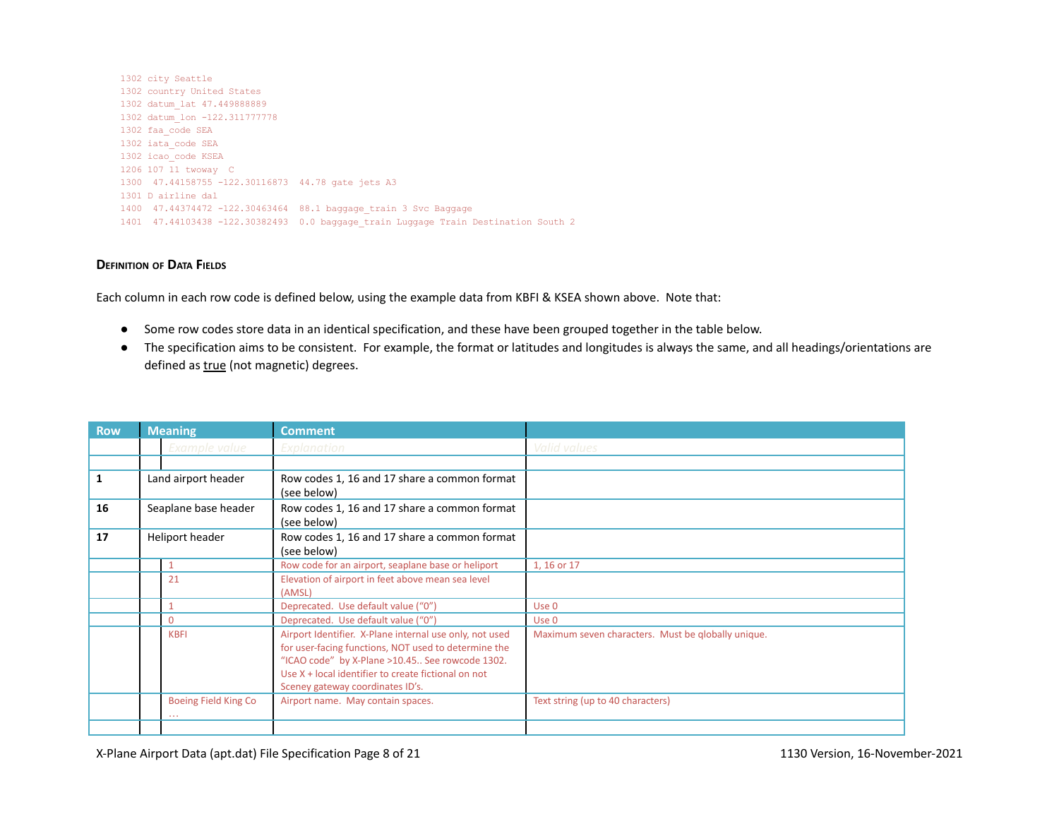```
1302 city Seattle
1302 country United States
1302 datum_lat 47.449888889
1302 datum_lon -122.311777778
1302 faa_code SEA
1302 iata_code SEA
1302 icao_code KSEA
1206 107 11 twoway  C
1300  47.44158755 -122.30116873  44.78 gate jets A3
1301 D airline dal
1400  47.44374472 -122.30463464  88.1 baggage_train 3 Svc Baggage
1401  47.44103438 -122.30382493  0.0 baggage_train Luggage Train Destination South 2
```

### Definition of Data Fields

Each column in each row code is defined below, using the example data from KBFI & KSEA shown above. Note that:

- Some row codes store data in an identical specification, and these have been grouped together in the table below.
- The specification aims to be consistent. For example, the format or latitudes and longitudes is always the same, and all headings/orientations are defined as true (not magnetic) degrees.

| Row | Meaning | | Comment | |
|---|---|---|---|---|
| | | *Example value* | *Explanation* | *Valid values* |
| | | | | |
| **1** | Land airport header | | Row codes 1, 16 and 17 share a common format (see below) | |
| **16** | Seaplane base header | | Row codes 1, 16 and 17 share a common format (see below) | |
| **17** | Heliport header | | Row codes 1, 16 and 17 share a common format (see below) | |
| | | 1 | Row code for an airport, seaplane base or heliport | 1, 16 or 17 |
| | | 21 | Elevation of airport in feet above mean sea level (AMSL) | |
| | | 1 | Deprecated. Use default value ("0") | Use 0 |
| | | 0 | Deprecated. Use default value ("0") | Use 0 |
| | | KBFI | Airport Identifier. X-Plane internal use only, not used for user-facing functions, NOT used to determine the "ICAO code" by X-Plane >10.45.. See rowcode 1302. Use X + local identifier to create fictional on not Sceney gateway coordinates ID's. | Maximum seven characters. Must be qlobally unique. |
| | | Boeing Field King Co … | Airport name. May contain spaces. | Text string (up to 40 characters) |
| | | | | |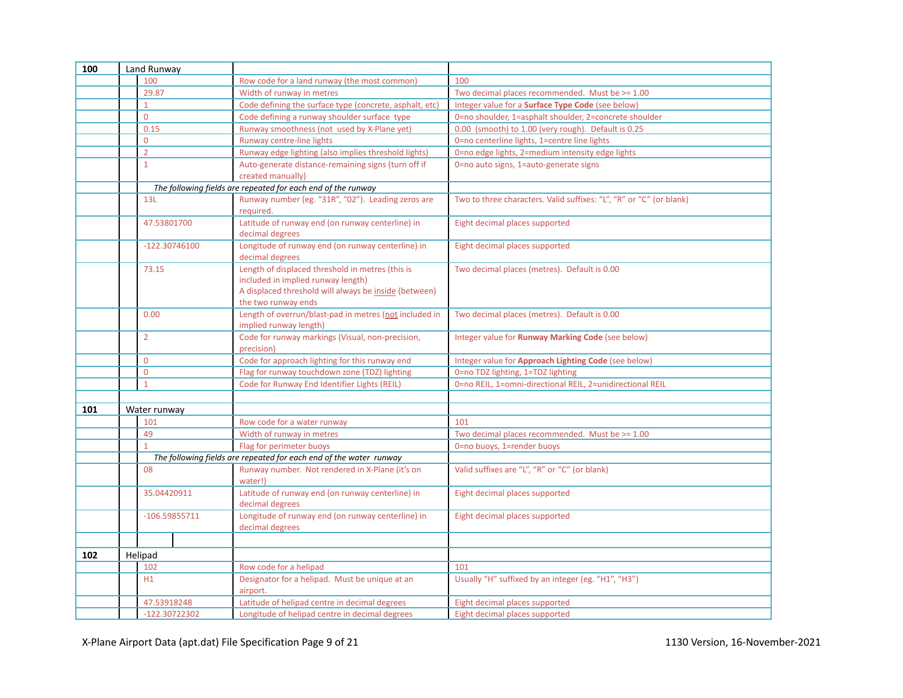| | | | |
|---|---|---|---|
| **100** | Land Runway | | |
| | 100 | Row code for a land runway (the most common) | 100 |
| | 29.87 | Width of runway in metres | Two decimal places recommended. Must be >= 1.00 |
| | 1 | Code defining the surface type (concrete, asphalt, etc) | Integer value for a **Surface Type Code** (see below) |
| | 0 | Code defining a runway shoulder surface type | 0=no shoulder, 1=asphalt shoulder, 2=concrete shoulder |
| | 0.15 | Runway smoothness (not used by X-Plane yet) | 0.00 (smooth) to 1.00 (very rough). Default is 0.25 |
| | 0 | Runway centre-line lights | 0=no centerline lights, 1=centre line lights |
| | 2 | Runway edge lighting (also implies threshold lights) | 0=no edge lights, 2=medium intensity edge lights |
| | 1 | Auto-generate distance-remaining signs (turn off if created manually) | 0=no auto signs, 1=auto-generate signs |
| | *The following fields are repeated for each end of the runway* | | |
| | 13L | Runway number (eg. "31R", "02"). Leading zeros are required. | Two to three characters. Valid suffixes: "L", "R" or "C" (or blank) |
| | 47.53801700 | Latitude of runway end (on runway centerline) in decimal degrees | Eight decimal places supported |
| | -122.30746100 | Longitude of runway end (on runway centerline) in decimal degrees | Eight decimal places supported |
| | 73.15 | Length of displaced threshold in metres (this is included in implied runway length) A displaced threshold will always be <u>inside</u> (between) the two runway ends | Two decimal places (metres). Default is 0.00 |
| | 0.00 | Length of overrun/blast-pad in metres (<u>not</u> included in implied runway length) | Two decimal places (metres). Default is 0.00 |
| | 2 | Code for runway markings (Visual, non-precision, precision) | Integer value for **Runway Marking Code** (see below) |
| | 0 | Code for approach lighting for this runway end | Integer value for **Approach Lighting Code** (see below) |
| | 0 | Flag for runway touchdown zone (TDZ) lighting | 0=no TDZ lighting, 1=TDZ lighting |
| | 1 | Code for Runway End Identifier Lights (REIL) | 0=no REIL, 1=omni-directional REIL, 2=unidirectional REIL |
| | | | |
| **101** | Water runway | | |
| | 101 | Row code for a water runway | 101 |
| | 49 | Width of runway in metres | Two decimal places recommended. Must be >= 1.00 |
| | 1 | Flag for perimeter buoys | 0=no buoys, 1=render buoys |
| | *The following fields are repeated for each end of the water runway* | | |
| | 08 | Runway number. Not rendered in X-Plane (it's on water!) | Valid suffixes are "L", "R" or "C" (or blank) |
| | 35.04420911 | Latitude of runway end (on runway centerline) in decimal degrees | Eight decimal places supported |
| | -106.59855711 | Longitude of runway end (on runway centerline) in decimal degrees | Eight decimal places supported |
| | | | |
| **102** | Helipad | | |
| | 102 | Row code for a helipad | 101 |
| | H1 | Designator for a helipad. Must be unique at an airport. | Usually "H" suffixed by an integer (eg. "H1", "H3") |
| | 47.53918248 | Latitude of helipad centre in decimal degrees | Eight decimal places supported |
| | -122.30722302 | Longitude of helipad centre in decimal degrees | Eight decimal places supported |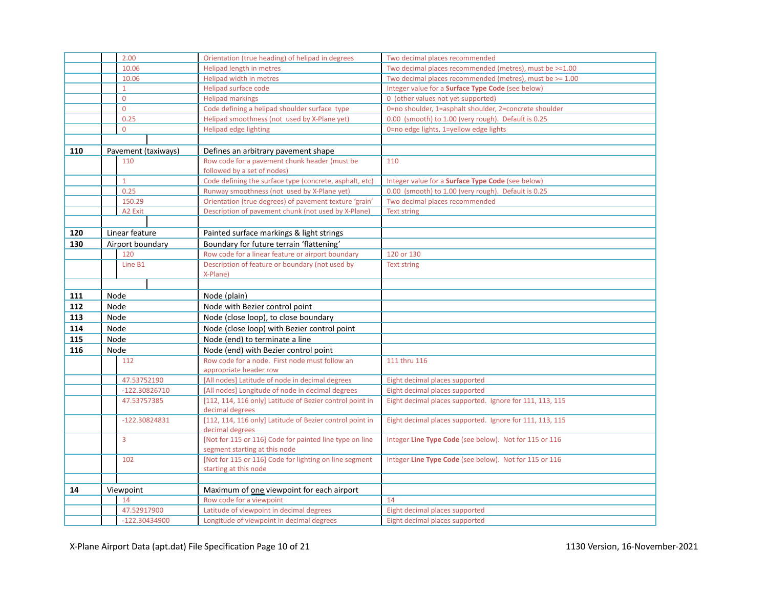| | | | | |
|---|---|---|---|---|
| | | 2.00 | Orientation (true heading) of helipad in degrees | Two decimal places recommended |
| | | 10.06 | Helipad length in metres | Two decimal places recommended (metres), must be >=1.00 |
| | | 10.06 | Helipad width in metres | Two decimal places recommended (metres), must be >= 1.00 |
| | | 1 | Helipad surface code | Integer value for a **Surface Type Code** (see below) |
| | | 0 | Helipad markings | 0 (other values not yet supported) |
| | | 0 | Code defining a helipad shoulder surface type | 0=no shoulder, 1=asphalt shoulder, 2=concrete shoulder |
| | | 0.25 | Helipad smoothness (not used by X-Plane yet) | 0.00 (smooth) to 1.00 (very rough). Default is 0.25 |
| | | 0 | Helipad edge lighting | 0=no edge lights, 1=yellow edge lights |
| | | | | |
| **110** | Pavement (taxiways) | | Defines an arbitrary pavement shape | |
| | | 110 | Row code for a pavement chunk header (must be followed by a set of nodes) | 110 |
| | | 1 | Code defining the surface type (concrete, asphalt, etc) | Integer value for a **Surface Type Code** (see below) |
| | | 0.25 | Runway smoothness (not used by X-Plane yet) | 0.00 (smooth) to 1.00 (very rough). Default is 0.25 |
| | | 150.29 | Orientation (true degrees) of pavement texture 'grain' | Two decimal places recommended |
| | | A2 Exit | Description of pavement chunk (not used by X-Plane) | Text string |
| | | | | |
| **120** | Linear feature | | Painted surface markings & light strings | |
| **130** | Airport boundary | | Boundary for future terrain 'flattening' | |
| | | 120 | Row code for a linear feature or airport boundary | 120 or 130 |
| | | Line B1 | Description of feature or boundary (not used by X-Plane) | Text string |
| | | | | |
| **111** | Node | | Node (plain) | |
| **112** | Node | | Node with Bezier control point | |
| **113** | Node | | Node (close loop), to close boundary | |
| **114** | Node | | Node (close loop) with Bezier control point | |
| **115** | Node | | Node (end) to terminate a line | |
| **116** | Node | | Node (end) with Bezier control point | |
| | | 112 | Row code for a node. First node must follow an appropriate header row | 111 thru 116 |
| | | 47.53752190 | [All nodes] Latitude of node in decimal degrees | Eight decimal places supported |
| | | -122.30826710 | [All nodes] Longitude of node in decimal degrees | Eight decimal places supported |
| | | 47.53757385 | [112, 114, 116 only] Latitude of Bezier control point in decimal degrees | Eight decimal places supported. Ignore for 111, 113, 115 |
| | | -122.30824831 | [112, 114, 116 only] Latitude of Bezier control point in decimal degrees | Eight decimal places supported. Ignore for 111, 113, 115 |
| | | 3 | [Not for 115 or 116] Code for painted line type on line segment starting at this node | Integer **Line Type Code** (see below). Not for 115 or 116 |
| | | 102 | [Not for 115 or 116] Code for lighting on line segment starting at this node | Integer **Line Type Code** (see below). Not for 115 or 116 |
| | | | | |
| **14** | Viewpoint | | Maximum of <u>one</u> viewpoint for each airport | |
| | | 14 | Row code for a viewpoint | 14 |
| | | 47.52917900 | Latitude of viewpoint in decimal degrees | Eight decimal places supported |
| | | -122.30434900 | Longitude of viewpoint in decimal degrees | Eight decimal places supported |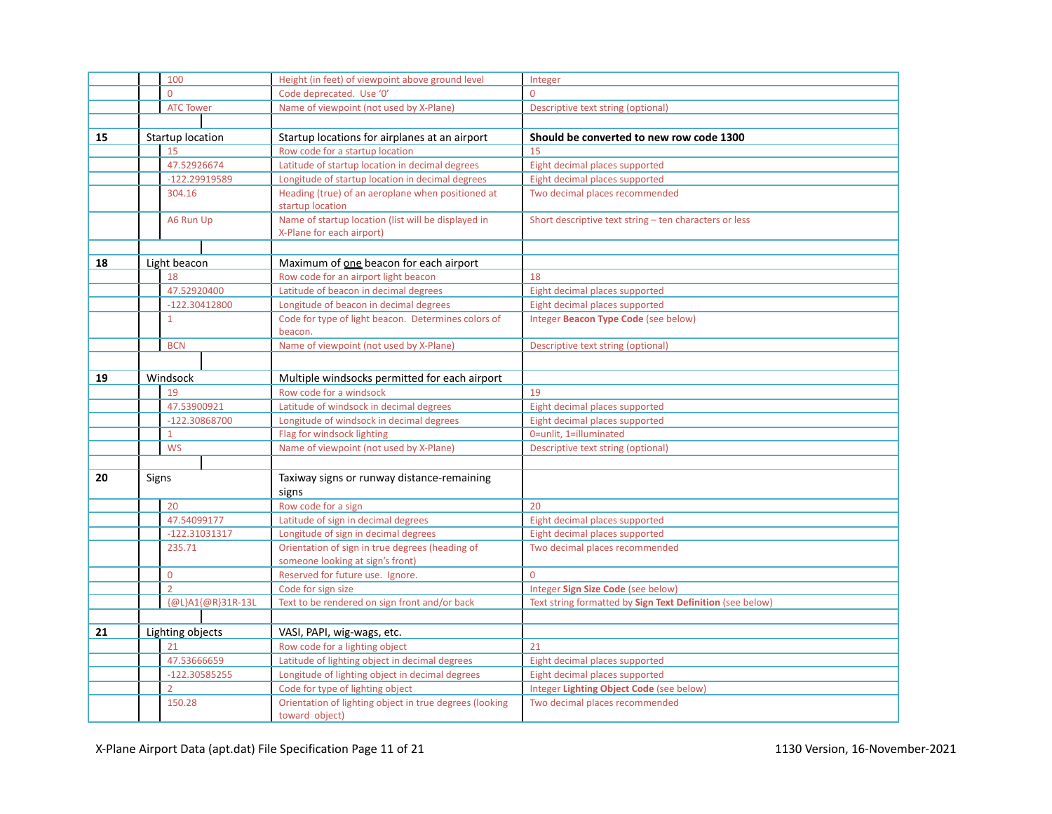| | | | |
|---|---|---|---|
| | 100 | Height (in feet) of viewpoint above ground level | Integer |
| | 0 | Code deprecated. Use '0' | 0 |
| | ATC Tower | Name of viewpoint (not used by X-Plane) | Descriptive text string (optional) |
| | | | |
| **15** | Startup location | Startup locations for airplanes at an airport | **Should be converted to new row code 1300** |
| | 15 | Row code for a startup location | 15 |
| | 47.52926674 | Latitude of startup location in decimal degrees | Eight decimal places supported |
| | -122.29919589 | Longitude of startup location in decimal degrees | Eight decimal places supported |
| | 304.16 | Heading (true) of an aeroplane when positioned at startup location | Two decimal places recommended |
| | A6 Run Up | Name of startup location (list will be displayed in X-Plane for each airport) | Short descriptive text string – ten characters or less |
| | | | |
| **18** | Light beacon | Maximum of <u>one</u> beacon for each airport | |
| | 18 | Row code for an airport light beacon | 18 |
| | 47.52920400 | Latitude of beacon in decimal degrees | Eight decimal places supported |
| | -122.30412800 | Longitude of beacon in decimal degrees | Eight decimal places supported |
| | 1 | Code for type of light beacon. Determines colors of beacon. | Integer **Beacon Type Code** (see below) |
| | BCN | Name of viewpoint (not used by X-Plane) | Descriptive text string (optional) |
| | | | |
| **19** | Windsock | Multiple windsocks permitted for each airport | |
| | 19 | Row code for a windsock | 19 |
| | 47.53900921 | Latitude of windsock in decimal degrees | Eight decimal places supported |
| | -122.30868700 | Longitude of windsock in decimal degrees | Eight decimal places supported |
| | 1 | Flag for windsock lighting | 0=unlit, 1=illuminated |
| | WS | Name of viewpoint (not used by X-Plane) | Descriptive text string (optional) |
| | | | |
| **20** | Signs | Taxiway signs or runway distance-remaining signs | |
| | 20 | Row code for a sign | 20 |
| | 47.54099177 | Latitude of sign in decimal degrees | Eight decimal places supported |
| | -122.31031317 | Longitude of sign in decimal degrees | Eight decimal places supported |
| | 235.71 | Orientation of sign in true degrees (heading of someone looking at sign's front) | Two decimal places recommended |
| | 0 | Reserved for future use. Ignore. | 0 |
| | 2 | Code for sign size | Integer **Sign Size Code** (see below) |
| | {@L}A1{@R}31R-13L | Text to be rendered on sign front and/or back | Text string formatted by **Sign Text Definition** (see below) |
| | | | |
| **21** | Lighting objects | VASI, PAPI, wig-wags, etc. | |
| | 21 | Row code for a lighting object | 21 |
| | 47.53666659 | Latitude of lighting object in decimal degrees | Eight decimal places supported |
| | -122.30585255 | Longitude of lighting object in decimal degrees | Eight decimal places supported |
| | 2 | Code for type of lighting object | Integer **Lighting Object Code** (see below) |
| | 150.28 | Orientation of lighting object in true degrees (looking toward object) | Two decimal places recommended |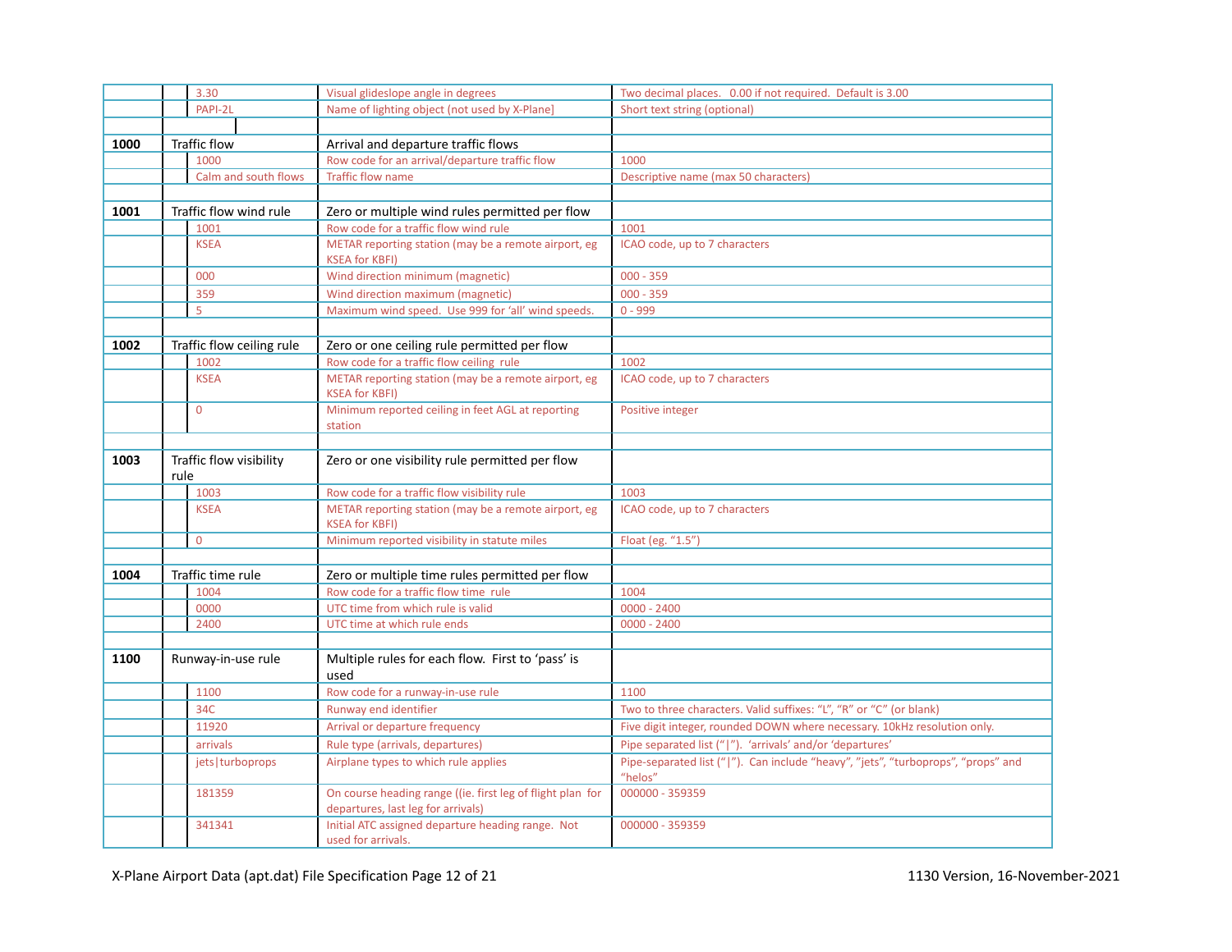| | | | |
|---|---|---|---|
| | 3.30 | Visual glideslope angle in degrees | Two decimal places. 0.00 if not required. Default is 3.00 |
| | PAPI-2L | Name of lighting object (not used by X-Plane] | Short text string (optional) |
| | | | |
| **1000** | Traffic flow | Arrival and departure traffic flows | |
| | 1000 | Row code for an arrival/departure traffic flow | 1000 |
| | Calm and south flows | Traffic flow name | Descriptive name (max 50 characters) |
| | | | |
| **1001** | Traffic flow wind rule | Zero or multiple wind rules permitted per flow | |
| | 1001 | Row code for a traffic flow wind rule | 1001 |
| | KSEA | METAR reporting station (may be a remote airport, eg KSEA for KBFI) | ICAO code, up to 7 characters |
| | 000 | Wind direction minimum (magnetic) | 000 - 359 |
| | 359 | Wind direction maximum (magnetic) | 000 - 359 |
| | 5 | Maximum wind speed. Use 999 for 'all' wind speeds. | 0 - 999 |
| | | | |
| **1002** | Traffic flow ceiling rule | Zero or one ceiling rule permitted per flow | |
| | 1002 | Row code for a traffic flow ceiling rule | 1002 |
| | KSEA | METAR reporting station (may be a remote airport, eg KSEA for KBFI) | ICAO code, up to 7 characters |
| | 0 | Minimum reported ceiling in feet AGL at reporting station | Positive integer |
| | | | |
| **1003** | Traffic flow visibility rule | Zero or one visibility rule permitted per flow | |
| | 1003 | Row code for a traffic flow visibility rule | 1003 |
| | KSEA | METAR reporting station (may be a remote airport, eg KSEA for KBFI) | ICAO code, up to 7 characters |
| | 0 | Minimum reported visibility in statute miles | Float (eg. "1.5") |
| | | | |
| **1004** | Traffic time rule | Zero or multiple time rules permitted per flow | |
| | 1004 | Row code for a traffic flow time rule | 1004 |
| | 0000 | UTC time from which rule is valid | 0000 - 2400 |
| | 2400 | UTC time at which rule ends | 0000 - 2400 |
| | | | |
| **1100** | Runway-in-use rule | Multiple rules for each flow. First to 'pass' is used | |
| | 1100 | Row code for a runway-in-use rule | 1100 |
| | 34C | Runway end identifier | Two to three characters. Valid suffixes: "L", "R" or "C" (or blank) |
| | 11920 | Arrival or departure frequency | Five digit integer, rounded DOWN where necessary. 10kHz resolution only. |
| | arrivals | Rule type (arrivals, departures) | Pipe separated list ("\|"). 'arrivals' and/or 'departures' |
| | jets\|turboprops | Airplane types to which rule applies | Pipe-separated list ("\|"). Can include "heavy", "jets", "turboprops", "props" and "helos" |
| | 181359 | On course heading range ((ie. first leg of flight plan for departures, last leg for arrivals) | 000000 - 359359 |
| | 341341 | Initial ATC assigned departure heading range. Not used for arrivals. | 000000 - 359359 |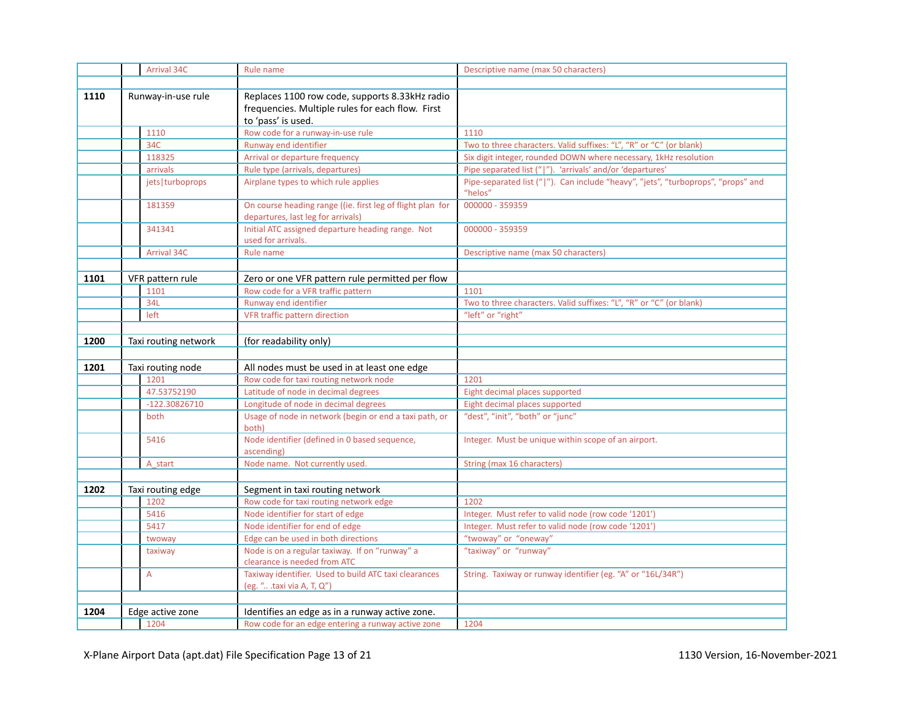| | | | |
|---|---|---|---|
| | Arrival 34C | Rule name | Descriptive name (max 50 characters) |
| | | | |
| **1110** | Runway-in-use rule | Replaces 1100 row code, supports 8.33kHz radio frequencies. Multiple rules for each flow. First to 'pass' is used. | |
| | 1110 | Row code for a runway-in-use rule | 1110 |
| | 34C | Runway end identifier | Two to three characters. Valid suffixes: "L", "R" or "C" (or blank) |
| | 118325 | Arrival or departure frequency | Six digit integer, rounded DOWN where necessary, 1kHz resolution |
| | arrivals | Rule type (arrivals, departures) | Pipe separated list ("\|"). 'arrivals' and/or 'departures' |
| | jets\|turboprops | Airplane types to which rule applies | Pipe-separated list ("\|"). Can include "heavy", "jets", "turboprops", "props" and "helos" |
| | 181359 | On course heading range ((ie. first leg of flight plan for departures, last leg for arrivals) | 000000 - 359359 |
| | 341341 | Initial ATC assigned departure heading range. Not used for arrivals. | 000000 - 359359 |
| | Arrival 34C | Rule name | Descriptive name (max 50 characters) |
| | | | |
| **1101** | VFR pattern rule | Zero or one VFR pattern rule permitted per flow | |
| | 1101 | Row code for a VFR traffic pattern | 1101 |
| | 34L | Runway end identifier | Two to three characters. Valid suffixes: "L", "R" or "C" (or blank) |
| | left | VFR traffic pattern direction | "left" or "right" |
| | | | |
| **1200** | Taxi routing network | (for readability only) | |
| | | | |
| **1201** | Taxi routing node | All nodes must be used in at least one edge | |
| | 1201 | Row code for taxi routing network node | 1201 |
| | 47.53752190 | Latitude of node in decimal degrees | Eight decimal places supported |
| | -122.30826710 | Longitude of node in decimal degrees | Eight decimal places supported |
| | both | Usage of node in network (begin or end a taxi path, or both) | "dest", "init", "both" or "junc" |
| | 5416 | Node identifier (defined in 0 based sequence, ascending) | Integer. Must be unique within scope of an airport. |
| | A_start | Node name. Not currently used. | String (max 16 characters) |
| | | | |
| **1202** | Taxi routing edge | Segment in taxi routing network | |
| | 1202 | Row code for taxi routing network edge | 1202 |
| | 5416 | Node identifier for start of edge | Integer. Must refer to valid node (row code '1201') |
| | 5417 | Node identifier for end of edge | Integer. Must refer to valid node (row code '1201') |
| | twoway | Edge can be used in both directions | "twoway" or "oneway" |
| | taxiway | Node is on a regular taxiway. If on "runway" a clearance is needed from ATC | "taxiway" or "runway" |
| | A | Taxiway identifier. Used to build ATC taxi clearances (eg. ".. .taxi via A, T, Q") | String. Taxiway or runway identifier (eg. "A" or "16L/34R") |
| | | | |
| **1204** | Edge active zone | Identifies an edge as in a runway active zone. | |
| | 1204 | Row code for an edge entering a runway active zone | 1204 |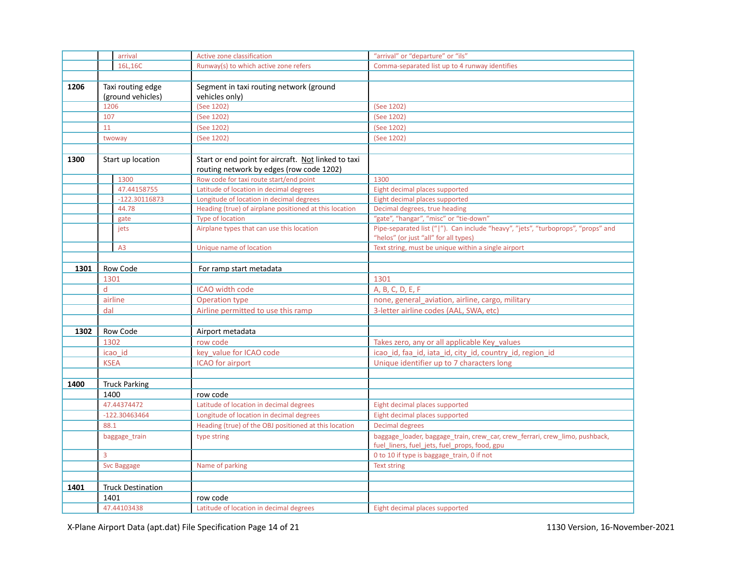| | | | |
|---|---|---|---|
| | arrival | Active zone classification | "arrival" or "departure" or "ils" |
| | 16L,16C | Runway(s) to which active zone refers | Comma-separated list up to 4 runway identifies |
| | | | |
| **1206** | Taxi routing edge (ground vehicles) | Segment in taxi routing network (ground vehicles only) | |
| | 1206 | (See 1202) | (See 1202) |
| | 107 | (See 1202) | (See 1202) |
| | 11 | (See 1202) | (See 1202) |
| | twoway | (See 1202) | (See 1202) |
| | | | |
| **1300** | Start up location | Start or end point for aircraft. Not linked to taxi routing network by edges (row code 1202) | |
| | 1300 | Row code for taxi route start/end point | 1300 |
| | 47.44158755 | Latitude of location in decimal degrees | Eight decimal places supported |
| | -122.30116873 | Longitude of location in decimal degrees | Eight decimal places supported |
| | 44.78 | Heading (true) of airplane positioned at this location | Decimal degrees, true heading |
| | gate | Type of location | "gate", "hangar", "misc" or "tie-down" |
| | jets | Airplane types that can use this location | Pipe-separated list ("\|"). Can include "heavy", "jets", "turboprops", "props" and "helos" (or just "all" for all types) |
| | A3 | Unique name of location | Text string, must be unique within a single airport |
| | | | |
| **1301** | Row Code | For ramp start metadata | |
| | 1301 | | 1301 |
| | d | ICAO width code | A, B, C, D, E, F |
| | airline | Operation type | none, general_aviation, airline, cargo, military |
| | dal | Airline permitted to use this ramp | 3-letter airline codes (AAL, SWA, etc) |
| | | | |
| **1302** | Row Code | Airport metadata | |
| | 1302 | row code | Takes zero, any or all applicable Key_values |
| | icao_id | key_value for ICAO code | icao_id, faa_id, iata_id, city_id, country_id, region_id |
| | KSEA | ICAO for airport | Unique identifier up to 7 characters long |
| | | | |
| **1400** | Truck Parking | | |
| | 1400 | row code | |
| | 47.44374472 | Latitude of location in decimal degrees | Eight decimal places supported |
| | -122.30463464 | Longitude of location in decimal degrees | Eight decimal places supported |
| | 88.1 | Heading (true) of the OBJ positioned at this location | Decimal degrees |
| | baggage_train | type string | baggage_loader, baggage_train, crew_car, crew_ferrari, crew_limo, pushback, fuel_liners, fuel_jets, fuel_props, food, gpu |
| | 3 | | 0 to 10 if type is baggage_train, 0 if not |
| | Svc Baggage | Name of parking | Text string |
| | | | |
| **1401** | Truck Destination | | |
| | 1401 | row code | |
| | 47.44103438 | Latitude of location in decimal degrees | Eight decimal places supported |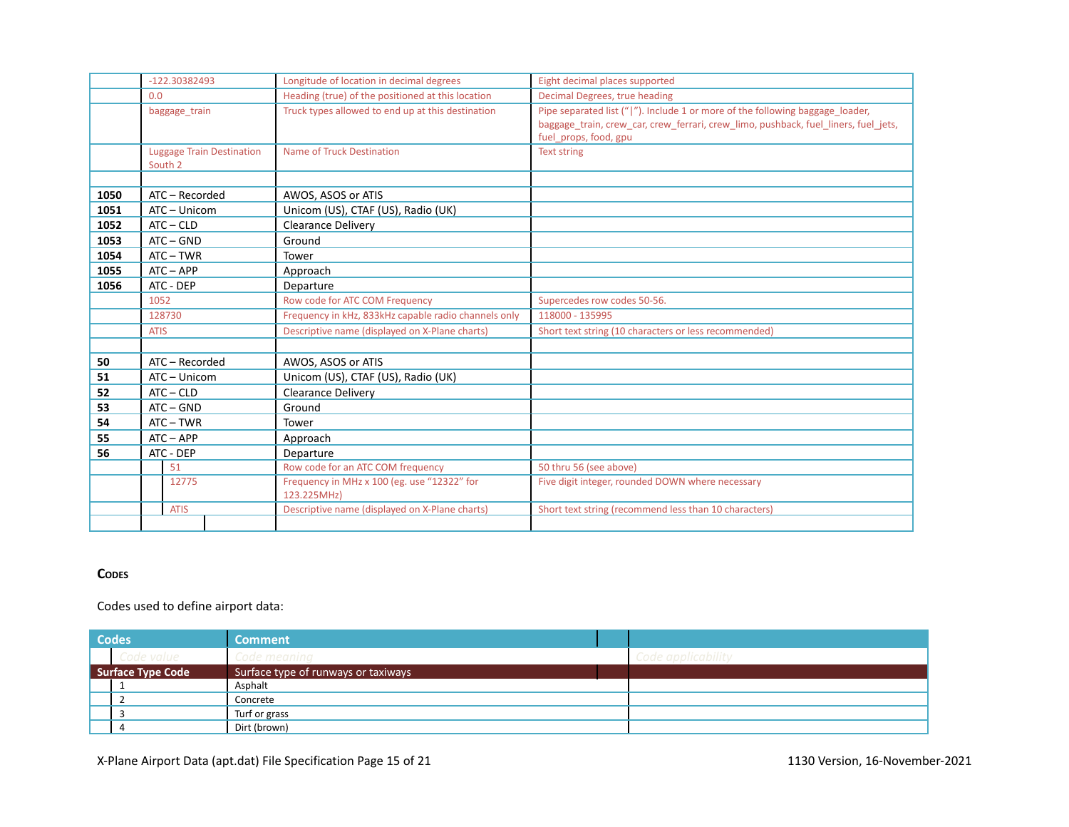| | | | |
|---|---|---|---|
| | -122.30382493 | Longitude of location in decimal degrees | Eight decimal places supported |
| | 0.0 | Heading (true) of the positioned at this location | Decimal Degrees, true heading |
| | baggage_train | Truck types allowed to end up at this destination | Pipe separated list ("\|"). Include 1 or more of the following baggage_loader, baggage_train, crew_car, crew_ferrari, crew_limo, pushback, fuel_liners, fuel_jets, fuel_props, food, gpu |
| | Luggage Train Destination South 2 | Name of Truck Destination | Text string |
| | | | |
| **1050** | ATC – Recorded | AWOS, ASOS or ATIS | |
| **1051** | ATC – Unicom | Unicom (US), CTAF (US), Radio (UK) | |
| **1052** | ATC – CLD | Clearance Delivery | |
| **1053** | ATC – GND | Ground | |
| **1054** | ATC – TWR | Tower | |
| **1055** | ATC – APP | Approach | |
| **1056** | ATC - DEP | Departure | |
| | 1052 | Row code for ATC COM Frequency | Supercedes row codes 50-56. |
| | 128730 | Frequency in kHz, 833kHz capable radio channels only | 118000 - 135995 |
| | ATIS | Descriptive name (displayed on X-Plane charts) | Short text string (10 characters or less recommended) |
| | | | |
| **50** | ATC – Recorded | AWOS, ASOS or ATIS | |
| **51** | ATC – Unicom | Unicom (US), CTAF (US), Radio (UK) | |
| **52** | ATC – CLD | Clearance Delivery | |
| **53** | ATC – GND | Ground | |
| **54** | ATC – TWR | Tower | |
| **55** | ATC – APP | Approach | |
| **56** | ATC - DEP | Departure | |
| | 51 | Row code for an ATC COM frequency | 50 thru 56 (see above) |
| | 12775 | Frequency in MHz x 100 (eg. use "12322" for 123.225MHz) | Five digit integer, rounded DOWN where necessary |
| | ATIS | Descriptive name (displayed on X-Plane charts) | Short text string (recommend less than 10 characters) |

### Codes

Codes used to define airport data:

| Codes | Comment | |
|---|---|---|
| *Code value* | *Code meaning* | *Code applicability* |
| **Surface Type Code** | Surface type of runways or taxiways | |
| 1 | Asphalt | |
| 2 | Concrete | |
| 3 | Turf or grass | |
| 4 | Dirt (brown) | |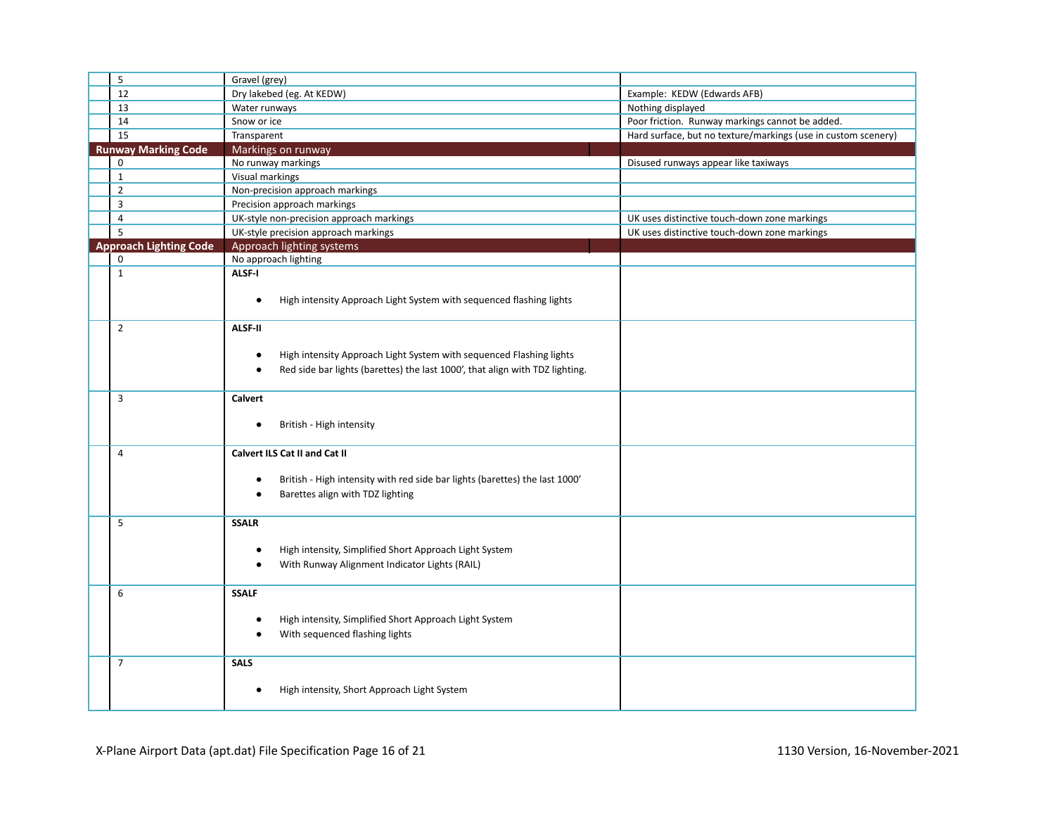| | | |
|---|---|---|
| 5 | Gravel (grey) | |
| 12 | Dry lakebed (eg. At KEDW) | Example: KEDW (Edwards AFB) |
| 13 | Water runways | Nothing displayed |
| 14 | Snow or ice | Poor friction. Runway markings cannot be added. |
| 15 | Transparent | Hard surface, but no texture/markings (use in custom scenery) |
| **Runway Marking Code** | Markings on runway | |
| 0 | No runway markings | Disused runways appear like taxiways |
| 1 | Visual markings | |
| 2 | Non-precision approach markings | |
| 3 | Precision approach markings | |
| 4 | UK-style non-precision approach markings | UK uses distinctive touch-down zone markings |
| 5 | UK-style precision approach markings | UK uses distinctive touch-down zone markings |
| **Approach Lighting Code** | Approach lighting systems | |
| 0 | No approach lighting | |
| 1 | **ALSF-I**<br>• High intensity Approach Light System with sequenced flashing lights | |
| 2 | **ALSF-II**<br>• High intensity Approach Light System with sequenced Flashing lights<br>• Red side bar lights (barettes) the last 1000', that align with TDZ lighting. | |
| 3 | **Calvert**<br>• British - High intensity | |
| 4 | **Calvert ILS Cat II and Cat II**<br>• British - High intensity with red side bar lights (barettes) the last 1000'<br>• Barettes align with TDZ lighting | |
| 5 | **SSALR**<br>• High intensity, Simplified Short Approach Light System<br>• With Runway Alignment Indicator Lights (RAIL) | |
| 6 | **SSALF**<br>• High intensity, Simplified Short Approach Light System<br>• With sequenced flashing lights | |
| 7 | **SALS**<br>• High intensity, Short Approach Light System | |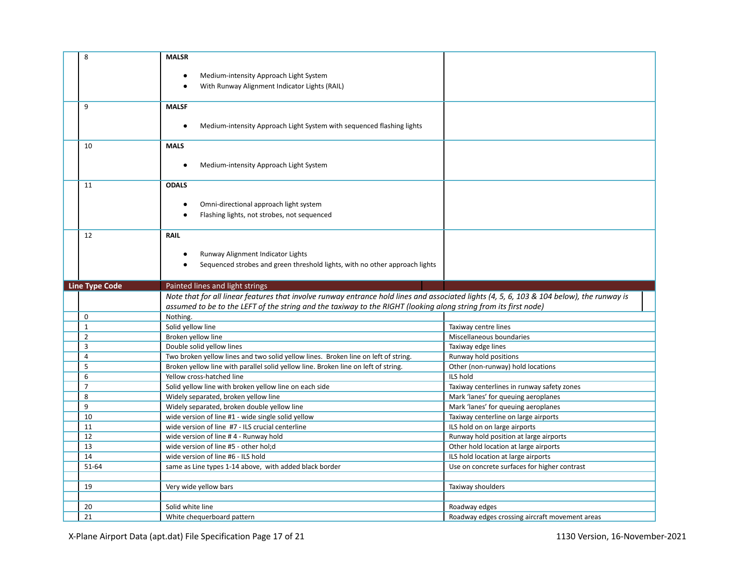| | | | |
|---|---|---|---|
| | 8 | **MALSR**<br><br>• Medium-intensity Approach Light System<br>• With Runway Alignment Indicator Lights (RAIL) | |
| | 9 | **MALSF**<br><br>• Medium-intensity Approach Light System with sequenced flashing lights | |
| | 10 | **MALS**<br><br>• Medium-intensity Approach Light System | |
| | 11 | **ODALS**<br><br>• Omni-directional approach light system<br>• Flashing lights, not strobes, not sequenced | |
| | 12 | **RAIL**<br><br>• Runway Alignment Indicator Lights<br>• Sequenced strobes and green threshold lights, with no other approach lights | |
| **Line Type Code** | | Painted lines and light strings | |
| | | *Note that for all linear features that involve runway entrance hold lines and associated lights (4, 5, 6, 103 & 104 below), the runway is assumed to be to the LEFT of the string and the taxiway to the RIGHT (looking along string from its first node)* | |
| | 0 | Nothing. | |
| | 1 | Solid yellow line | Taxiway centre lines |
| | 2 | Broken yellow line | Miscellaneous boundaries |
| | 3 | Double solid yellow lines | Taxiway edge lines |
| | 4 | Two broken yellow lines and two solid yellow lines. Broken line on left of string. | Runway hold positions |
| | 5 | Broken yellow line with parallel solid yellow line. Broken line on left of string. | Other (non-runway) hold locations |
| | 6 | Yellow cross-hatched line | ILS hold |
| | 7 | Solid yellow line with broken yellow line on each side | Taxiway centerlines in runway safety zones |
| | 8 | Widely separated, broken yellow line | Mark 'lanes' for queuing aeroplanes |
| | 9 | Widely separated, broken double yellow line | Mark 'lanes' for queuing aeroplanes |
| | 10 | wide version of line #1 - wide single solid yellow | Taxiway centerline on large airports |
| | 11 | wide version of line #7 - ILS crucial centerline | ILS hold on on large airports |
| | 12 | wide version of line # 4 - Runway hold | Runway hold position at large airports |
| | 13 | wide version of line #5 - other hol;d | Other hold location at large airports |
| | 14 | wide version of line #6 - ILS hold | ILS hold location at large airports |
| | 51-64 | same as Line types 1-14 above, with added black border | Use on concrete surfaces for higher contrast |
| | | | |
| | 19 | Very wide yellow bars | Taxiway shoulders |
| | | | |
| | 20 | Solid white line | Roadway edges |
| | 21 | White chequerboard pattern | Roadway edges crossing aircraft movement areas |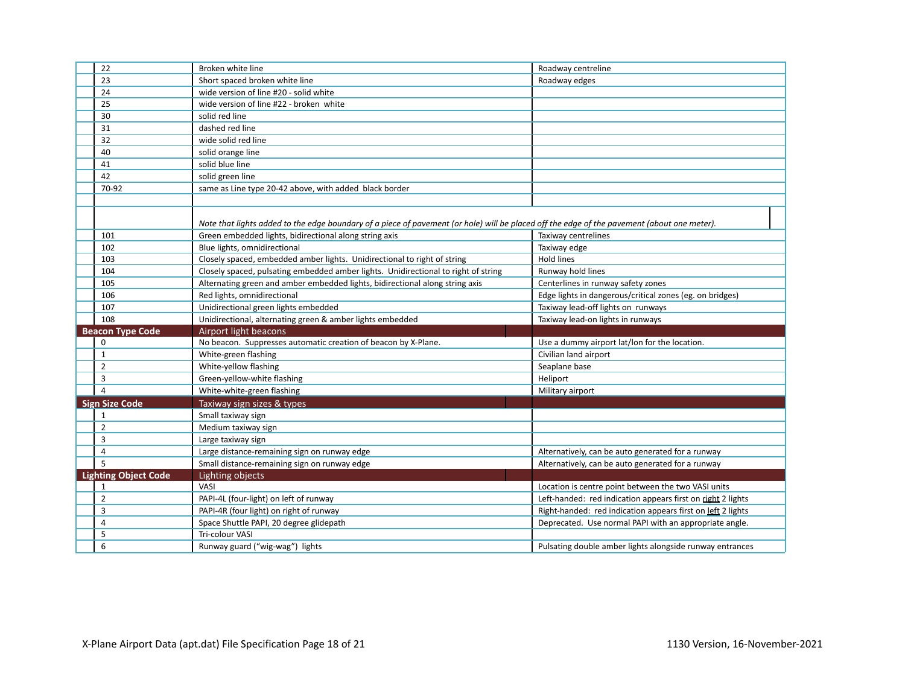| | | |
|---|---|---|
| 22 | Broken white line | Roadway centreline |
| 23 | Short spaced broken white line | Roadway edges |
| 24 | wide version of line #20 - solid white | |
| 25 | wide version of line #22 - broken white | |
| 30 | solid red line | |
| 31 | dashed red line | |
| 32 | wide solid red line | |
| 40 | solid orange line | |
| 41 | solid blue line | |
| 42 | solid green line | |
| 70-92 | same as Line type 20-42 above, with added black border | |
| | | |
| | *Note that lights added to the edge boundary of a piece of pavement (or hole) will be placed off the edge of the pavement (about one meter).* | |
| 101 | Green embedded lights, bidirectional along string axis | Taxiway centrelines |
| 102 | Blue lights, omnidirectional | Taxiway edge |
| 103 | Closely spaced, embedded amber lights. Unidirectional to right of string | Hold lines |
| 104 | Closely spaced, pulsating embedded amber lights. Unidirectional to right of string | Runway hold lines |
| 105 | Alternating green and amber embedded lights, bidirectional along string axis | Centerlines in runway safety zones |
| 106 | Red lights, omnidirectional | Edge lights in dangerous/critical zones (eg. on bridges) |
| 107 | Unidirectional green lights embedded | Taxiway lead-off lights on runways |
| 108 | Unidirectional, alternating green & amber lights embedded | Taxiway lead-on lights in runways |
| **Beacon Type Code** | **Airport light beacons** | |
| 0 | No beacon. Suppresses automatic creation of beacon by X-Plane. | Use a dummy airport lat/lon for the location. |
| 1 | White-green flashing | Civilian land airport |
| 2 | White-yellow flashing | Seaplane base |
| 3 | Green-yellow-white flashing | Heliport |
| 4 | White-white-green flashing | Military airport |
| **Sign Size Code** | **Taxiway sign sizes & types** | |
| 1 | Small taxiway sign | |
| 2 | Medium taxiway sign | |
| 3 | Large taxiway sign | |
| 4 | Large distance-remaining sign on runway edge | Alternatively, can be auto generated for a runway |
| 5 | Small distance-remaining sign on runway edge | Alternatively, can be auto generated for a runway |
| **Lighting Object Code** | **Lighting objects** | |
| 1 | VASI | Location is centre point between the two VASI units |
| 2 | PAPI-4L (four-light) on left of runway | Left-handed: red indication appears first on right 2 lights |
| 3 | PAPI-4R (four light) on right of runway | Right-handed: red indication appears first on left 2 lights |
| 4 | Space Shuttle PAPI, 20 degree glidepath | Deprecated. Use normal PAPI with an appropriate angle. |
| 5 | Tri-colour VASI | |
| 6 | Runway guard ("wig-wag") lights | Pulsating double amber lights alongside runway entrances |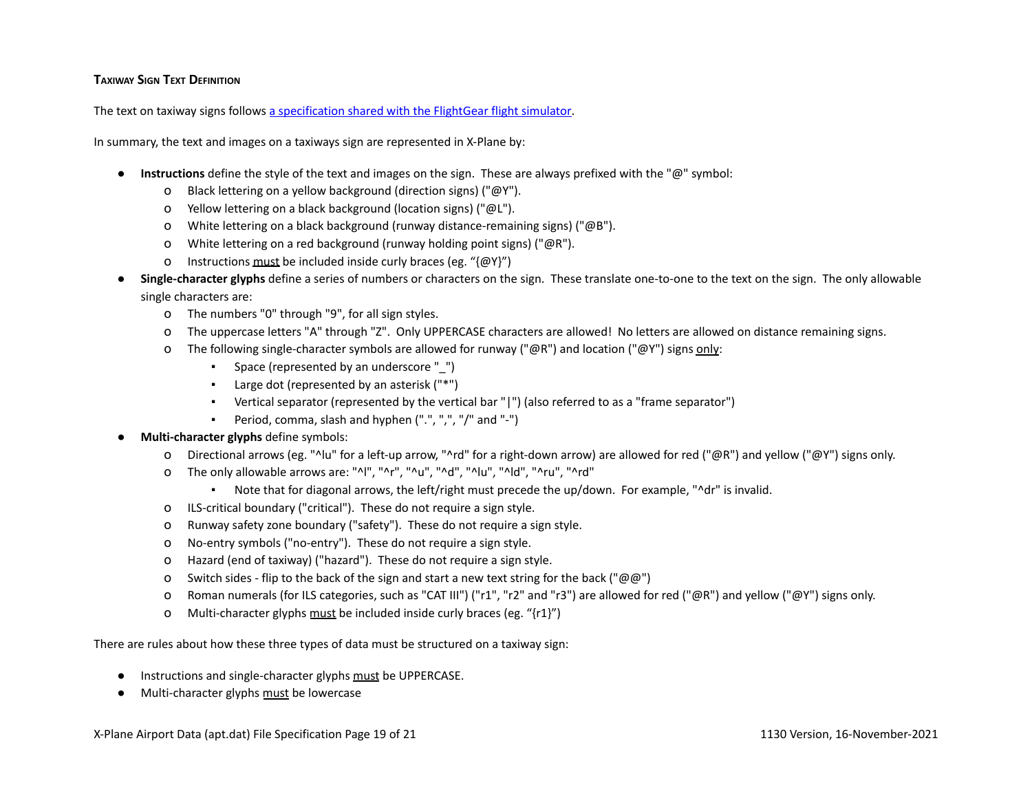### Taxiway Sign Text Definition

The text on taxiway signs follows [a specification shared with the FlightGear flight simulator](#).

In summary, the text and images on a taxiways sign are represented in X-Plane by:

- **Instructions** define the style of the text and images on the sign. These are always prefixed with the "@" symbol:
  - Black lettering on a yellow background (direction signs) ("@Y").
  - Yellow lettering on a black background (location signs) ("@L").
  - White lettering on a black background (runway distance-remaining signs) ("@B").
  - White lettering on a red background (runway holding point signs) ("@R").
  - Instructions must be included inside curly braces (eg. "{@Y}")
- **Single-character glyphs** define a series of numbers or characters on the sign. These translate one-to-one to the text on the sign. The only allowable single characters are:
  - The numbers "0" through "9", for all sign styles.
  - The uppercase letters "A" through "Z". Only UPPERCASE characters are allowed! No letters are allowed on distance remaining signs.
  - The following single-character symbols are allowed for runway ("@R") and location ("@Y") signs only:
    - Space (represented by an underscore "_")
    - Large dot (represented by an asterisk "*")
    - Vertical separator (represented by the vertical bar "|") (also referred to as a "frame separator")
    - Period, comma, slash and hyphen (".", ",", "/" and "-")
- **Multi-character glyphs** define symbols:
  - Directional arrows (eg. "^lu" for a left-up arrow, "^rd" for a right-down arrow) are allowed for red ("@R") and yellow ("@Y") signs only.
  - The only allowable arrows are: "^l", "^r", "^u", "^d", "^lu", "^ld", "^ru", "^rd"
    - Note that for diagonal arrows, the left/right must precede the up/down. For example, "^dr" is invalid.
  - ILS-critical boundary ("critical"). These do not require a sign style.
  - Runway safety zone boundary ("safety"). These do not require a sign style.
  - No-entry symbols ("no-entry"). These do not require a sign style.
  - Hazard (end of taxiway) ("hazard"). These do not require a sign style.
  - Switch sides - flip to the back of the sign and start a new text string for the back ("@@")
  - Roman numerals (for ILS categories, such as "CAT III") ("r1", "r2" and "r3") are allowed for red ("@R") and yellow ("@Y") signs only.
  - Multi-character glyphs must be included inside curly braces (eg. "{r1}")

There are rules about how these three types of data must be structured on a taxiway sign:

- Instructions and single-character glyphs must be UPPERCASE.
- Multi-character glyphs must be lowercase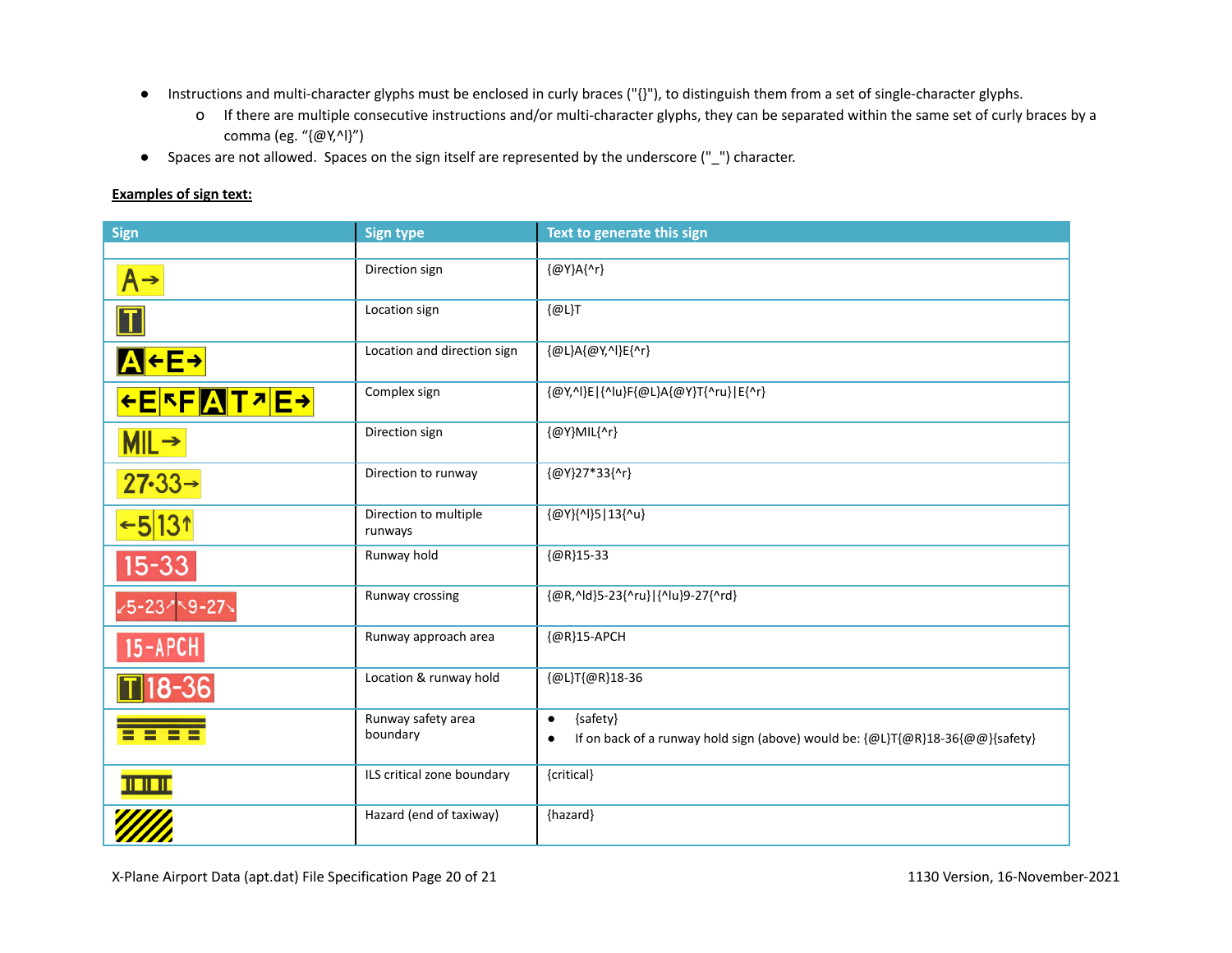- Instructions and multi-character glyphs must be enclosed in curly braces ("{}"), to distinguish them from a set of single-character glyphs.
  - If there are multiple consecutive instructions and/or multi-character glyphs, they can be separated within the same set of curly braces by a comma (eg. "{@Y,^l}")
- Spaces are not allowed. Spaces on the sign itself are represented by the underscore ("_") character.

**Examples of sign text:**

| Sign | Sign type | Text to generate this sign |
|---|---|---|
| A→ | Direction sign | {@Y}A{^r} |
| T | Location sign | {@L}T |
| A←E→ | Location and direction sign | {@L}A{@Y,^l}E{^r} |
| ←E ↖F A T↗ E→ | Complex sign | {@Y,^l}E\|{^lu}F{@L}A{@Y}T{^ru}\|E{^r} |
| MIL→ | Direction sign | {@Y}MIL{^r} |
| 27•33→ | Direction to runway | {@Y}27*33{^r} |
| ←5 13↑ | Direction to multiple runways | {@Y}{^l}5\|13{^u} |
| 15-33 | Runway hold | {@R}15-33 |
| ↙5-23↗ ↖9-27↘ | Runway crossing | {@R,^ld}5-23{^ru}\|{^lu}9-27{^rd} |
| 15-APCH | Runway approach area | {@R}15-APCH |
| T 18-36 | Location & runway hold | {@L}T{@R}18-36 |
| | Runway safety area boundary | • {safety}<br>• If on back of a runway hold sign (above) would be: {@L}T{@R}18-36{@@}{safety} |
| | ILS critical zone boundary | {critical} |
| | Hazard (end of taxiway) | {hazard} |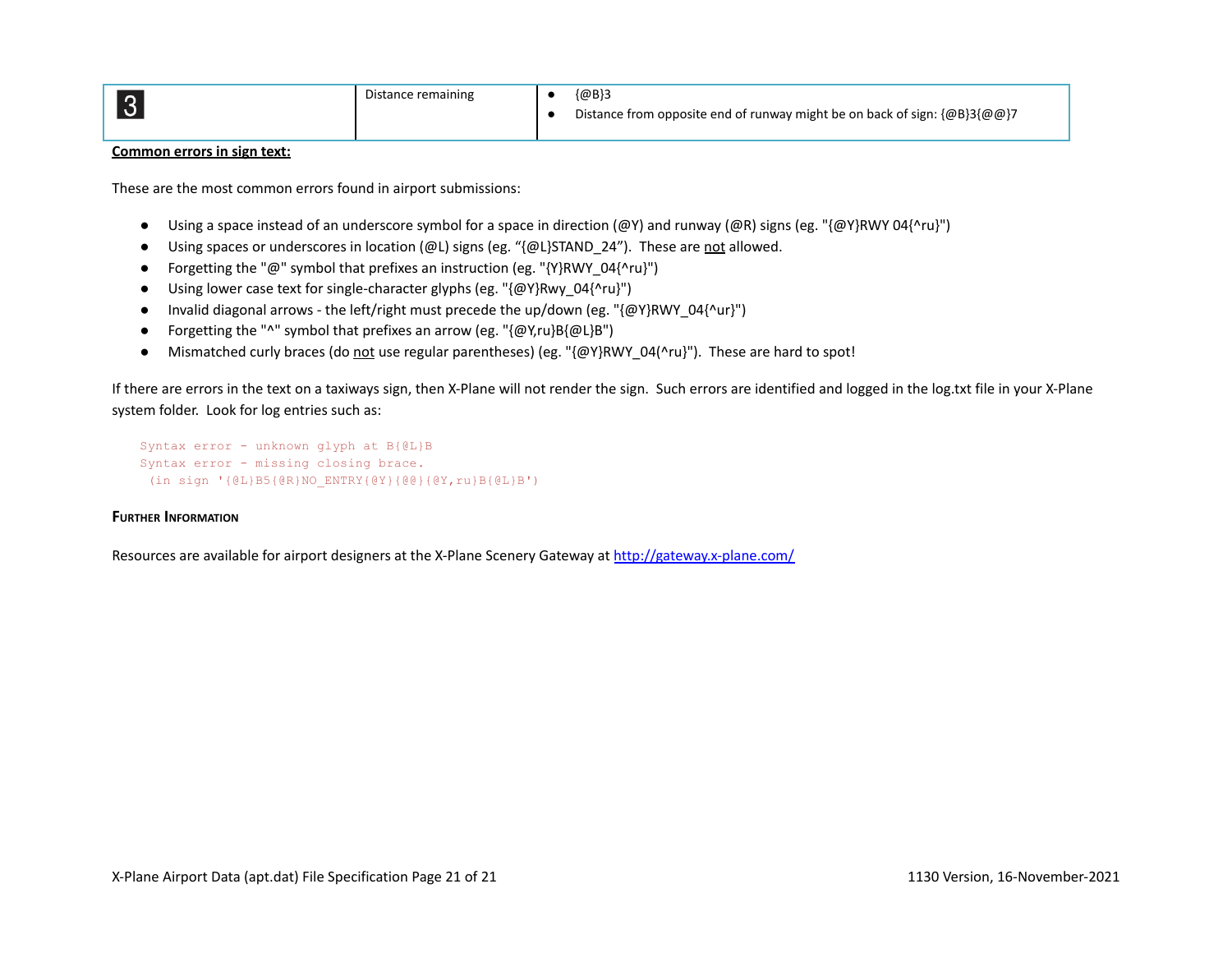| | | |
|---|---|---|
| 3 | Distance remaining | • {@B}3<br>• Distance from opposite end of runway might be on back of sign: {@B}3{@@}7 |

**Common errors in sign text:**

These are the most common errors found in airport submissions:

- Using a space instead of an underscore symbol for a space in direction (@Y) and runway (@R) signs (eg. "{@Y}RWY 04{^ru}")
- Using spaces or underscores in location (@L) signs (eg. "{@L}STAND_24"). These are not allowed.
- Forgetting the "@" symbol that prefixes an instruction (eg. "{Y}RWY_04{^ru}")
- Using lower case text for single-character glyphs (eg. "{@Y}Rwy_04{^ru}")
- Invalid diagonal arrows - the left/right must precede the up/down (eg. "{@Y}RWY_04{^ur}")
- Forgetting the "^" symbol that prefixes an arrow (eg. "{@Y,ru}B{@L}B")
- Mismatched curly braces (do not use regular parentheses) (eg. "{@Y}RWY_04(^ru}"). These are hard to spot!

If there are errors in the text on a taxiways sign, then X-Plane will not render the sign. Such errors are identified and logged in the log.txt file in your X-Plane system folder. Look for log entries such as:

```
Syntax error - unknown glyph at B{@L}B
Syntax error - missing closing brace.
 (in sign '{@L}B5{@R}NO_ENTRY{@Y}{@@}{@Y,ru}B{@L}B')
```

**Further Information**

Resources are available for airport designers at the X-Plane Scenery Gateway at http://gateway.x-plane.com/